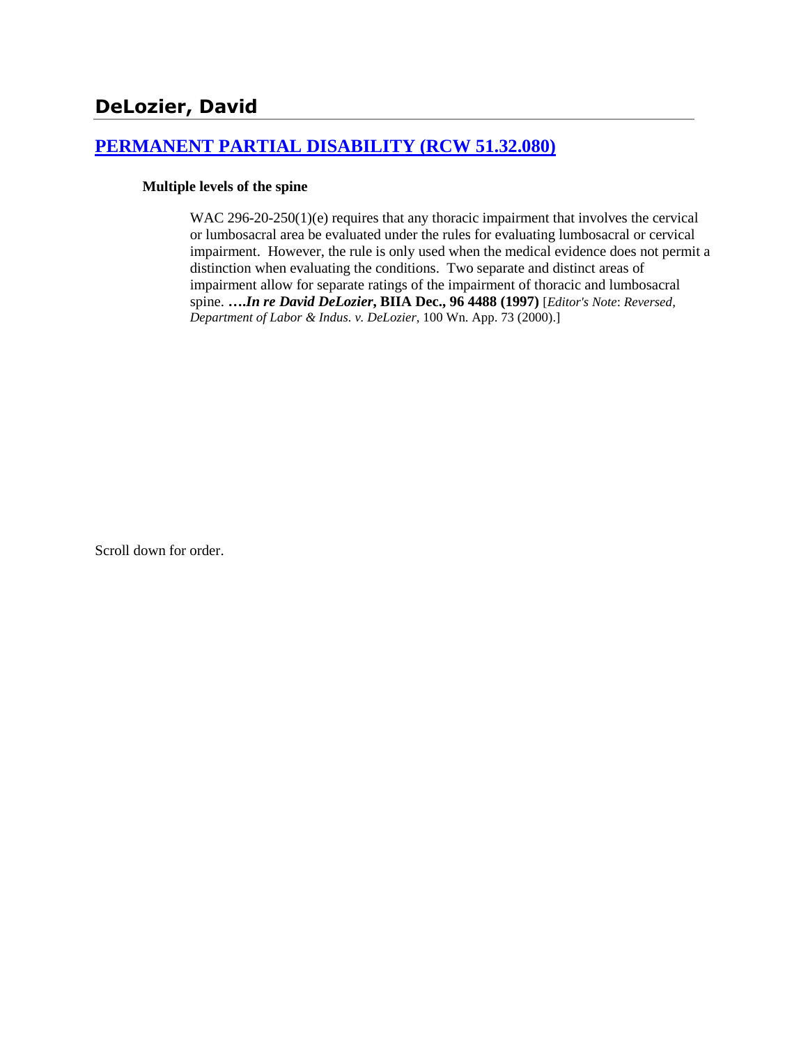# DeLozier, David

## [PERMANENT PARTIAL DISABILITY (RCW 51.32.080)]

### Multiple levels of the spine

WAC 296-20-250(1)(e) requires that any thoracic impairment that involves the cervical or lumbosacral area be evaluated under the rules for evaluating lumbosacral or cervical impairment. However, the rule is only used when the medical evidence does not permit a distinction when evaluating the conditions. Two separate and distinct areas of impairment allow for separate ratings of the impairment of thoracic and lumbosacral spine. **….*In re David DeLozier*, BIIA Dec., 96 4488 (1997)** [*Editor's Note*: *Reversed, Department of Labor & Indus. v. DeLozier*, 100 Wn. App. 73 (2000).]

Scroll down for order.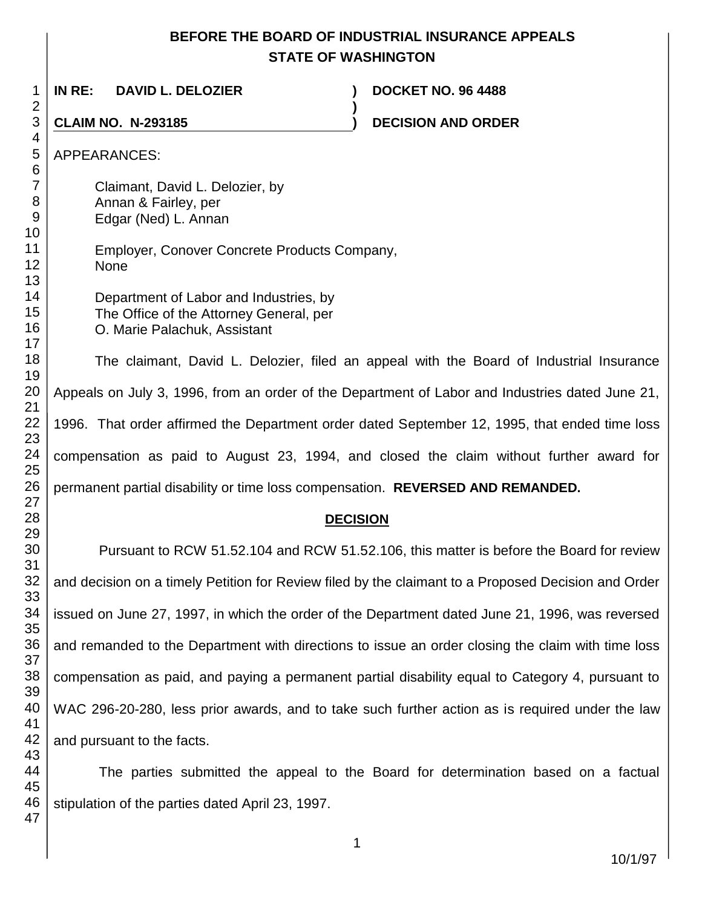**BEFORE THE BOARD OF INDUSTRIAL INSURANCE APPEALS**
**STATE OF WASHINGTON**

**IN RE: DAVID L. DELOZIER** ) **DOCKET NO. 96 4488**
)
**CLAIM NO. N-293185** ) **DECISION AND ORDER**

APPEARANCES:

Claimant, David L. Delozier, by
Annan & Fairley, per
Edgar (Ned) L. Annan

Employer, Conover Concrete Products Company,
None

Department of Labor and Industries, by
The Office of the Attorney General, per
O. Marie Palachuk, Assistant

The claimant, David L. Delozier, filed an appeal with the Board of Industrial Insurance Appeals on July 3, 1996, from an order of the Department of Labor and Industries dated June 21, 1996. That order affirmed the Department order dated September 12, 1995, that ended time loss compensation as paid to August 23, 1994, and closed the claim without further award for permanent partial disability or time loss compensation. **REVERSED AND REMANDED.**

**DECISION**

Pursuant to RCW 51.52.104 and RCW 51.52.106, this matter is before the Board for review and decision on a timely Petition for Review filed by the claimant to a Proposed Decision and Order issued on June 27, 1997, in which the order of the Department dated June 21, 1996, was reversed and remanded to the Department with directions to issue an order closing the claim with time loss compensation as paid, and paying a permanent partial disability equal to Category 4, pursuant to WAC 296-20-280, less prior awards, and to take such further action as is required under the law and pursuant to the facts.

The parties submitted the appeal to the Board for determination based on a factual stipulation of the parties dated April 23, 1997.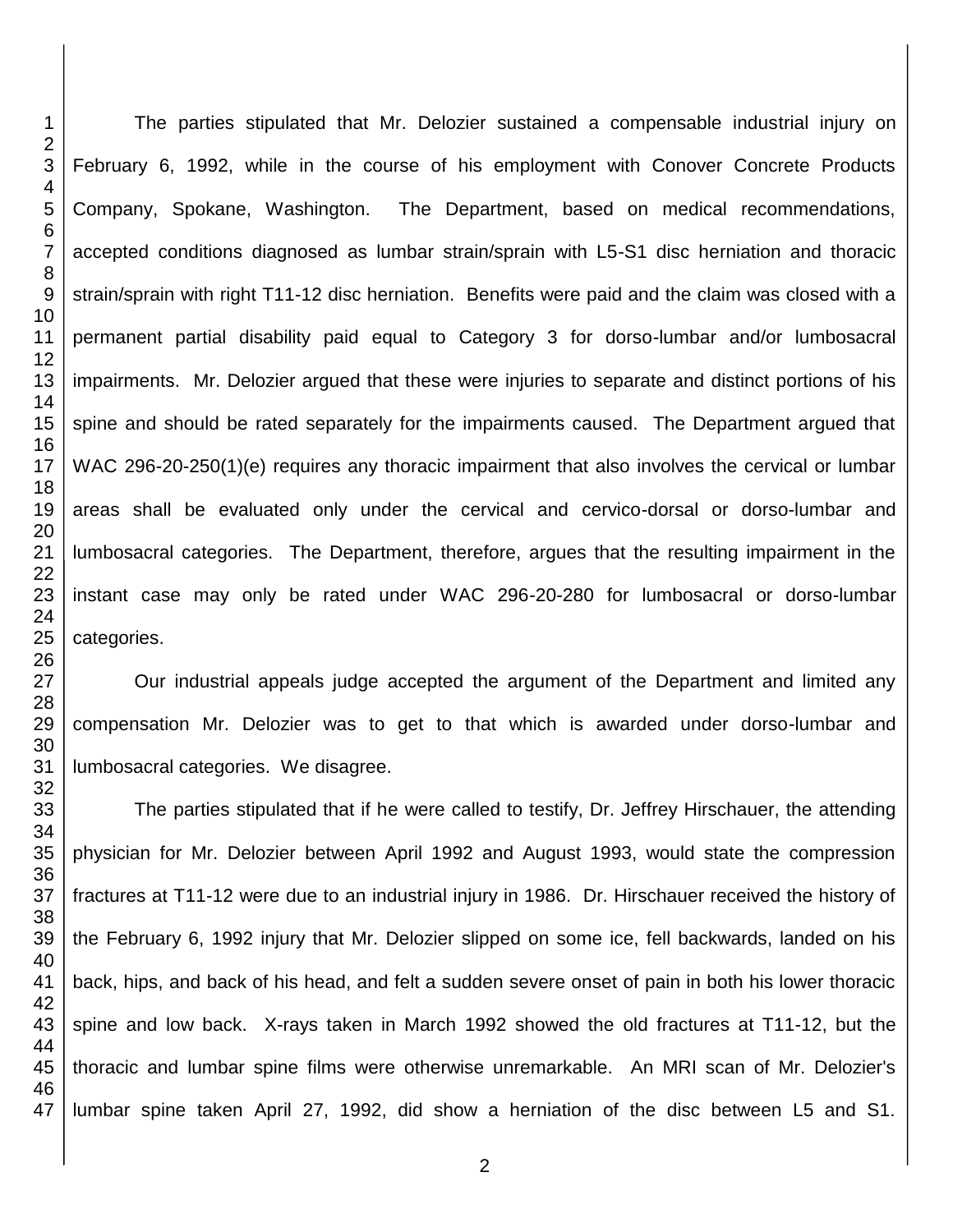The parties stipulated that Mr. Delozier sustained a compensable industrial injury on February 6, 1992, while in the course of his employment with Conover Concrete Products Company, Spokane, Washington. The Department, based on medical recommendations, accepted conditions diagnosed as lumbar strain/sprain with L5-S1 disc herniation and thoracic strain/sprain with right T11-12 disc herniation. Benefits were paid and the claim was closed with a permanent partial disability paid equal to Category 3 for dorso-lumbar and/or lumbosacral impairments. Mr. Delozier argued that these were injuries to separate and distinct portions of his spine and should be rated separately for the impairments caused. The Department argued that WAC 296-20-250(1)(e) requires any thoracic impairment that also involves the cervical or lumbar areas shall be evaluated only under the cervical and cervico-dorsal or dorso-lumbar and lumbosacral categories. The Department, therefore, argues that the resulting impairment in the instant case may only be rated under WAC 296-20-280 for lumbosacral or dorso-lumbar categories.

Our industrial appeals judge accepted the argument of the Department and limited any compensation Mr. Delozier was to get to that which is awarded under dorso-lumbar and lumbosacral categories. We disagree.

The parties stipulated that if he were called to testify, Dr. Jeffrey Hirschauer, the attending physician for Mr. Delozier between April 1992 and August 1993, would state the compression fractures at T11-12 were due to an industrial injury in 1986. Dr. Hirschauer received the history of the February 6, 1992 injury that Mr. Delozier slipped on some ice, fell backwards, landed on his back, hips, and back of his head, and felt a sudden severe onset of pain in both his lower thoracic spine and low back. X-rays taken in March 1992 showed the old fractures at T11-12, but the thoracic and lumbar spine films were otherwise unremarkable. An MRI scan of Mr. Delozier's lumbar spine taken April 27, 1992, did show a herniation of the disc between L5 and S1.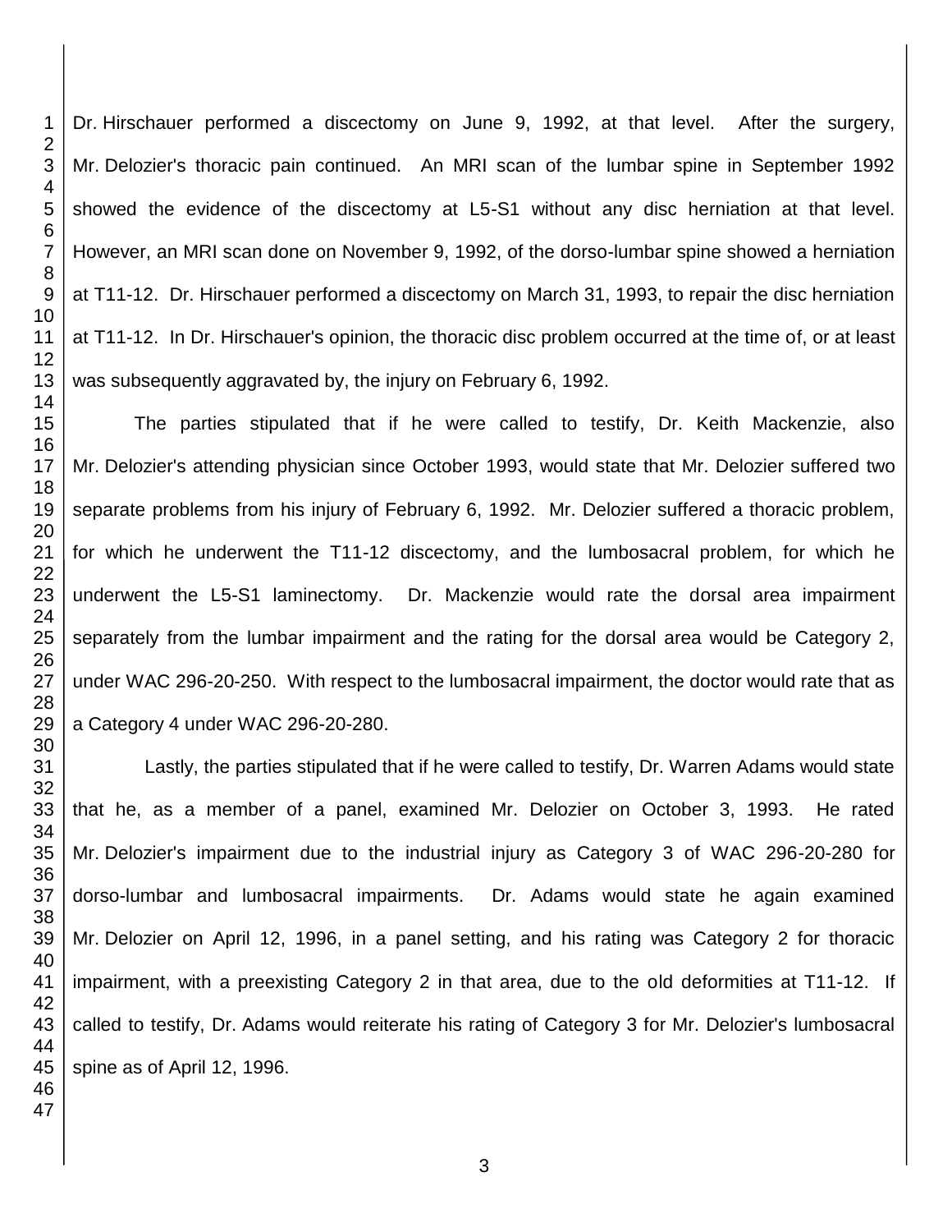Dr. Hirschauer performed a discectomy on June 9, 1992, at that level. After the surgery, Mr. Delozier's thoracic pain continued. An MRI scan of the lumbar spine in September 1992 showed the evidence of the discectomy at L5-S1 without any disc herniation at that level. However, an MRI scan done on November 9, 1992, of the dorso-lumbar spine showed a herniation at T11-12. Dr. Hirschauer performed a discectomy on March 31, 1993, to repair the disc herniation at T11-12. In Dr. Hirschauer's opinion, the thoracic disc problem occurred at the time of, or at least was subsequently aggravated by, the injury on February 6, 1992.

The parties stipulated that if he were called to testify, Dr. Keith Mackenzie, also Mr. Delozier's attending physician since October 1993, would state that Mr. Delozier suffered two separate problems from his injury of February 6, 1992. Mr. Delozier suffered a thoracic problem, for which he underwent the T11-12 discectomy, and the lumbosacral problem, for which he underwent the L5-S1 laminectomy. Dr. Mackenzie would rate the dorsal area impairment separately from the lumbar impairment and the rating for the dorsal area would be Category 2, under WAC 296-20-250. With respect to the lumbosacral impairment, the doctor would rate that as a Category 4 under WAC 296-20-280.

Lastly, the parties stipulated that if he were called to testify, Dr. Warren Adams would state that he, as a member of a panel, examined Mr. Delozier on October 3, 1993. He rated Mr. Delozier's impairment due to the industrial injury as Category 3 of WAC 296-20-280 for dorso-lumbar and lumbosacral impairments. Dr. Adams would state he again examined Mr. Delozier on April 12, 1996, in a panel setting, and his rating was Category 2 for thoracic impairment, with a preexisting Category 2 in that area, due to the old deformities at T11-12. If called to testify, Dr. Adams would reiterate his rating of Category 3 for Mr. Delozier's lumbosacral spine as of April 12, 1996.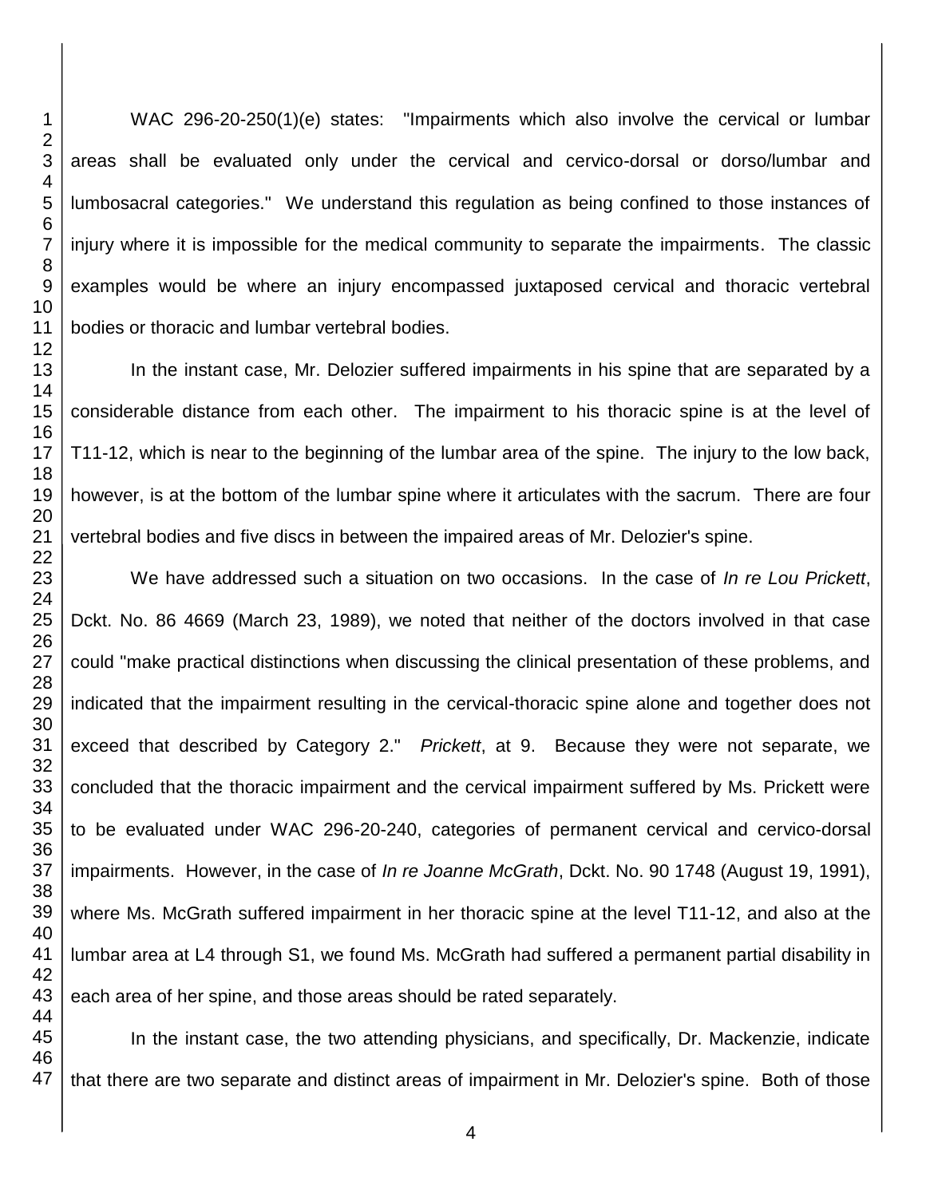WAC 296-20-250(1)(e) states: "Impairments which also involve the cervical or lumbar areas shall be evaluated only under the cervical and cervico-dorsal or dorso/lumbar and lumbosacral categories." We understand this regulation as being confined to those instances of injury where it is impossible for the medical community to separate the impairments. The classic examples would be where an injury encompassed juxtaposed cervical and thoracic vertebral bodies or thoracic and lumbar vertebral bodies.

In the instant case, Mr. Delozier suffered impairments in his spine that are separated by a considerable distance from each other. The impairment to his thoracic spine is at the level of T11-12, which is near to the beginning of the lumbar area of the spine. The injury to the low back, however, is at the bottom of the lumbar spine where it articulates with the sacrum. There are four vertebral bodies and five discs in between the impaired areas of Mr. Delozier's spine.

We have addressed such a situation on two occasions. In the case of *In re Lou Prickett*, Dckt. No. 86 4669 (March 23, 1989), we noted that neither of the doctors involved in that case could "make practical distinctions when discussing the clinical presentation of these problems, and indicated that the impairment resulting in the cervical-thoracic spine alone and together does not exceed that described by Category 2." *Prickett*, at 9. Because they were not separate, we concluded that the thoracic impairment and the cervical impairment suffered by Ms. Prickett were to be evaluated under WAC 296-20-240, categories of permanent cervical and cervico-dorsal impairments. However, in the case of *In re Joanne McGrath*, Dckt. No. 90 1748 (August 19, 1991), where Ms. McGrath suffered impairment in her thoracic spine at the level T11-12, and also at the lumbar area at L4 through S1, we found Ms. McGrath had suffered a permanent partial disability in each area of her spine, and those areas should be rated separately.

In the instant case, the two attending physicians, and specifically, Dr. Mackenzie, indicate that there are two separate and distinct areas of impairment in Mr. Delozier's spine. Both of those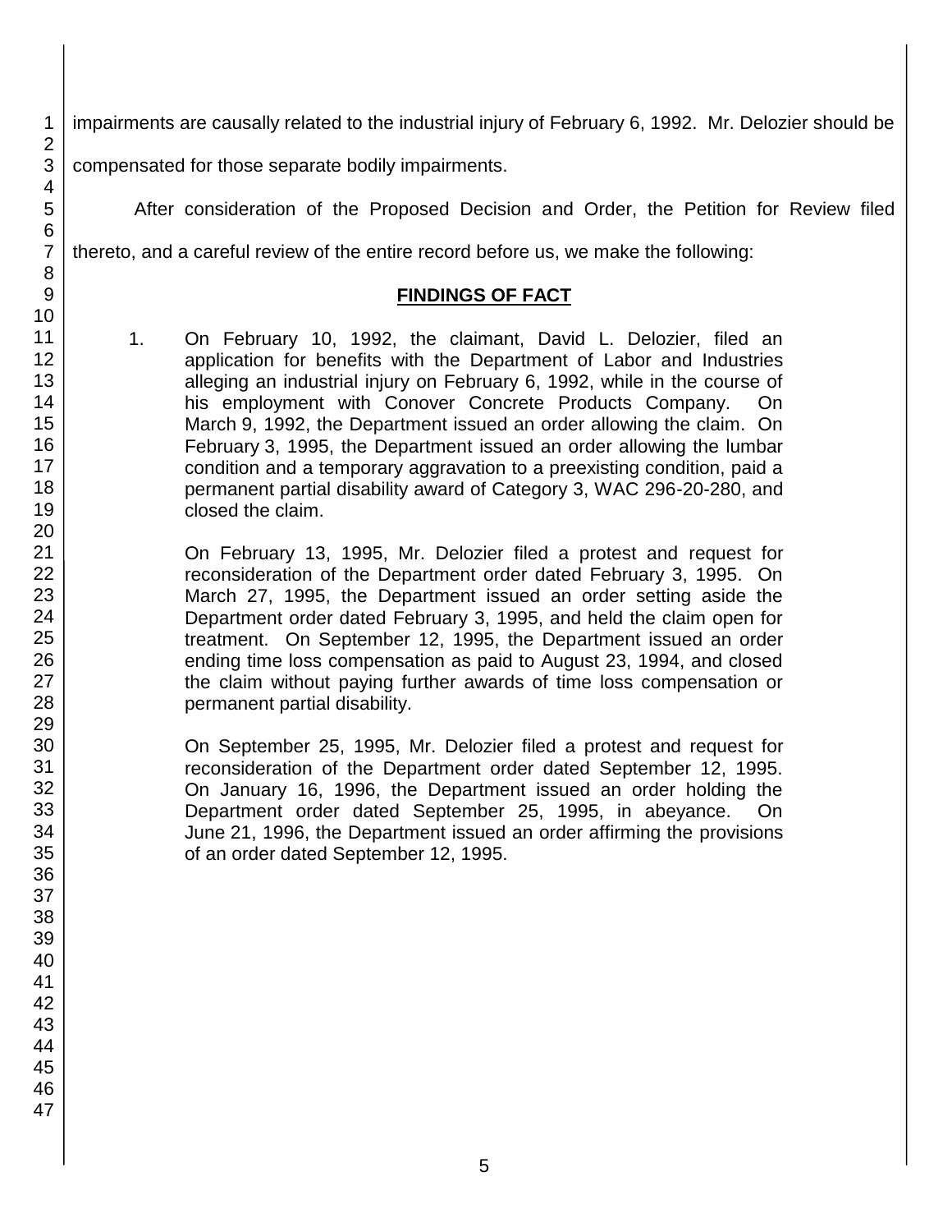impairments are causally related to the industrial injury of February 6, 1992. Mr. Delozier should be compensated for those separate bodily impairments.

After consideration of the Proposed Decision and Order, the Petition for Review filed thereto, and a careful review of the entire record before us, we make the following:

## FINDINGS OF FACT

1. On February 10, 1992, the claimant, David L. Delozier, filed an application for benefits with the Department of Labor and Industries alleging an industrial injury on February 6, 1992, while in the course of his employment with Conover Concrete Products Company. On March 9, 1992, the Department issued an order allowing the claim. On February 3, 1995, the Department issued an order allowing the lumbar condition and a temporary aggravation to a preexisting condition, paid a permanent partial disability award of Category 3, WAC 296-20-280, and closed the claim.

   On February 13, 1995, Mr. Delozier filed a protest and request for reconsideration of the Department order dated February 3, 1995. On March 27, 1995, the Department issued an order setting aside the Department order dated February 3, 1995, and held the claim open for treatment. On September 12, 1995, the Department issued an order ending time loss compensation as paid to August 23, 1994, and closed the claim without paying further awards of time loss compensation or permanent partial disability.

   On September 25, 1995, Mr. Delozier filed a protest and request for reconsideration of the Department order dated September 12, 1995. On January 16, 1996, the Department issued an order holding the Department order dated September 25, 1995, in abeyance. On June 21, 1996, the Department issued an order affirming the provisions of an order dated September 12, 1995.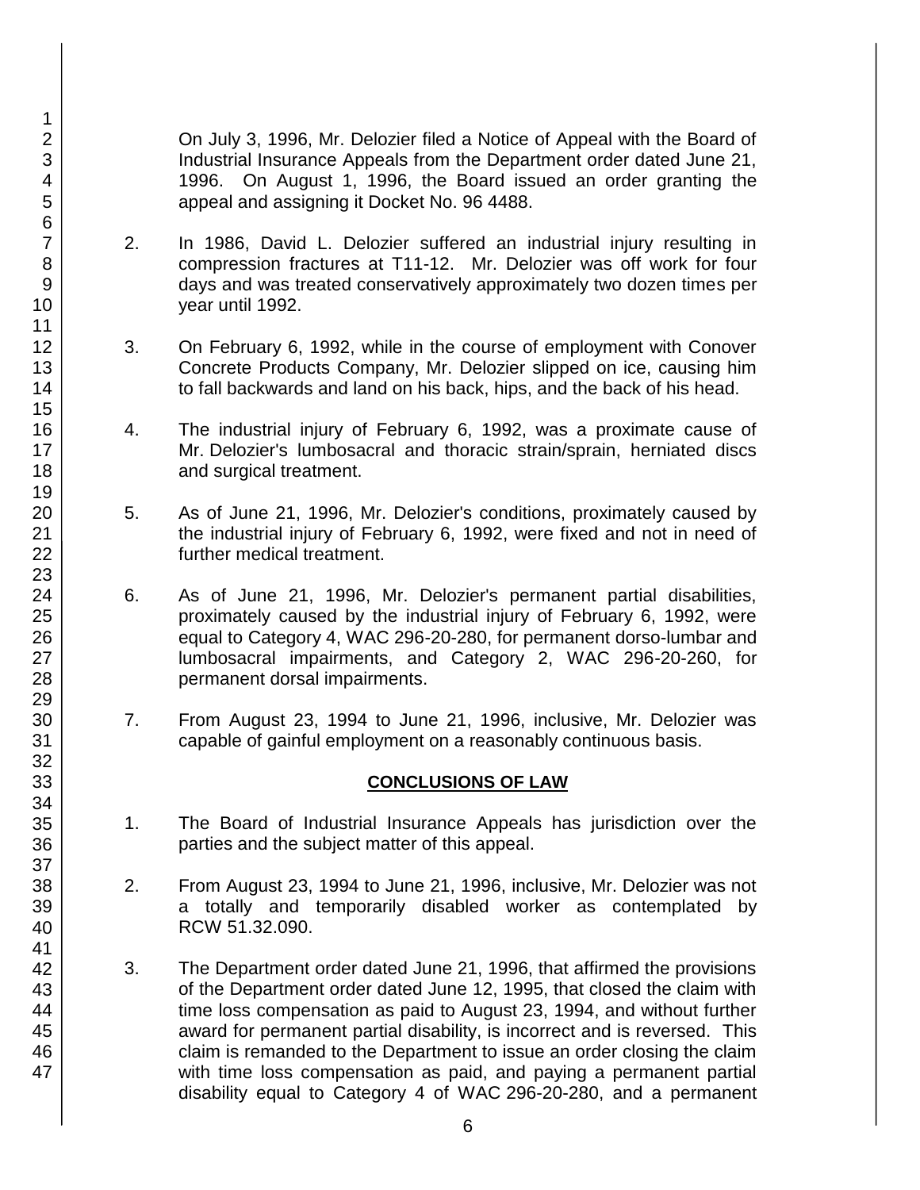On July 3, 1996, Mr. Delozier filed a Notice of Appeal with the Board of Industrial Insurance Appeals from the Department order dated June 21, 1996. On August 1, 1996, the Board issued an order granting the appeal and assigning it Docket No. 96 4488.

2. In 1986, David L. Delozier suffered an industrial injury resulting in compression fractures at T11-12. Mr. Delozier was off work for four days and was treated conservatively approximately two dozen times per year until 1992.

3. On February 6, 1992, while in the course of employment with Conover Concrete Products Company, Mr. Delozier slipped on ice, causing him to fall backwards and land on his back, hips, and the back of his head.

4. The industrial injury of February 6, 1992, was a proximate cause of Mr. Delozier's lumbosacral and thoracic strain/sprain, herniated discs and surgical treatment.

5. As of June 21, 1996, Mr. Delozier's conditions, proximately caused by the industrial injury of February 6, 1992, were fixed and not in need of further medical treatment.

6. As of June 21, 1996, Mr. Delozier's permanent partial disabilities, proximately caused by the industrial injury of February 6, 1992, were equal to Category 4, WAC 296-20-280, for permanent dorso-lumbar and lumbosacral impairments, and Category 2, WAC 296-20-260, for permanent dorsal impairments.

7. From August 23, 1994 to June 21, 1996, inclusive, Mr. Delozier was capable of gainful employment on a reasonably continuous basis.

## CONCLUSIONS OF LAW

1. The Board of Industrial Insurance Appeals has jurisdiction over the parties and the subject matter of this appeal.

2. From August 23, 1994 to June 21, 1996, inclusive, Mr. Delozier was not a totally and temporarily disabled worker as contemplated by RCW 51.32.090.

3. The Department order dated June 21, 1996, that affirmed the provisions of the Department order dated June 12, 1995, that closed the claim with time loss compensation as paid to August 23, 1994, and without further award for permanent partial disability, is incorrect and is reversed. This claim is remanded to the Department to issue an order closing the claim with time loss compensation as paid, and paying a permanent partial disability equal to Category 4 of WAC 296-20-280, and a permanent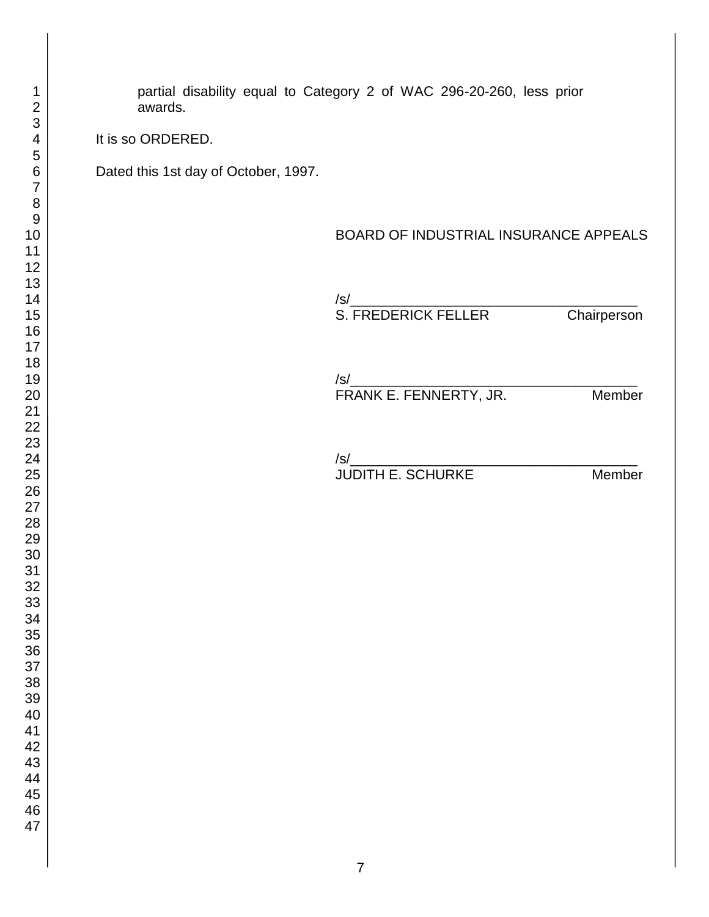partial disability equal to Category 2 of WAC 296-20-260, less prior awards.

It is so ORDERED.

Dated this 1st day of October, 1997.

BOARD OF INDUSTRIAL INSURANCE APPEALS

/s/_____________________________________
S. FREDERICK FELLER Chairperson

/s/_____________________________________
FRANK E. FENNERTY, JR. Member

/s/_____________________________________
JUDITH E. SCHURKE Member